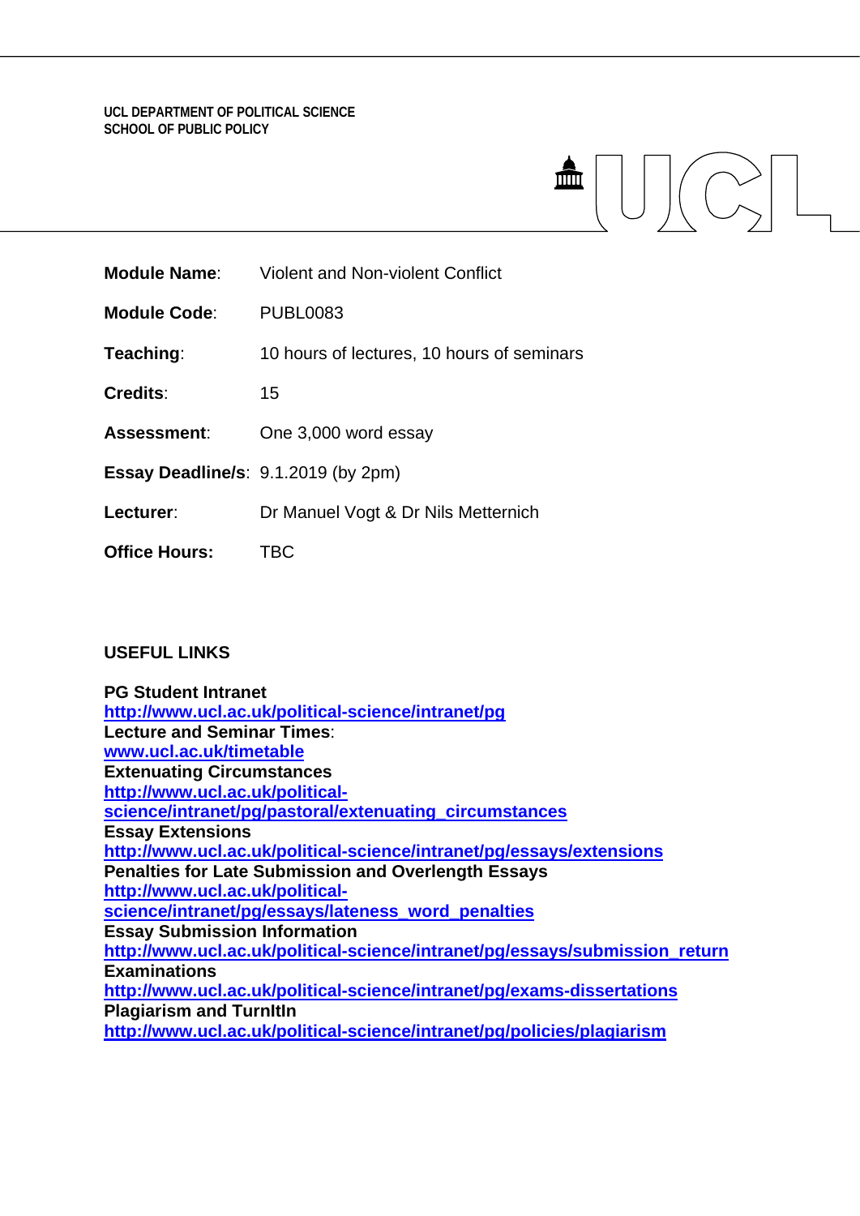**UCL DEPARTMENT OF POLITICAL SCIENCE**
**SCHOOL OF PUBLIC POLICY**

**Module Name**: Violent and Non-violent Conflict

**Module Code**: PUBL0083

**Teaching**: 10 hours of lectures, 10 hours of seminars

**Credits**: 15

**Assessment**: One 3,000 word essay

**Essay Deadline/s**: 9.1.2019 (by 2pm)

**Lecturer**: Dr Manuel Vogt & Dr Nils Metternich

**Office Hours:** TBC

## USEFUL LINKS

**PG Student Intranet**
http://www.ucl.ac.uk/political-science/intranet/pg
**Lecture and Seminar Times**:
www.ucl.ac.uk/timetable
**Extenuating Circumstances**
http://www.ucl.ac.uk/political-science/intranet/pg/pastoral/extenuating_circumstances
**Essay Extensions**
http://www.ucl.ac.uk/political-science/intranet/pg/essays/extensions
**Penalties for Late Submission and Overlength Essays**
http://www.ucl.ac.uk/political-science/intranet/pg/essays/lateness_word_penalties
**Essay Submission Information**
http://www.ucl.ac.uk/political-science/intranet/pg/essays/submission_return
**Examinations**
http://www.ucl.ac.uk/political-science/intranet/pg/exams-dissertations
**Plagiarism and TurnItIn**
http://www.ucl.ac.uk/political-science/intranet/pg/policies/plagiarism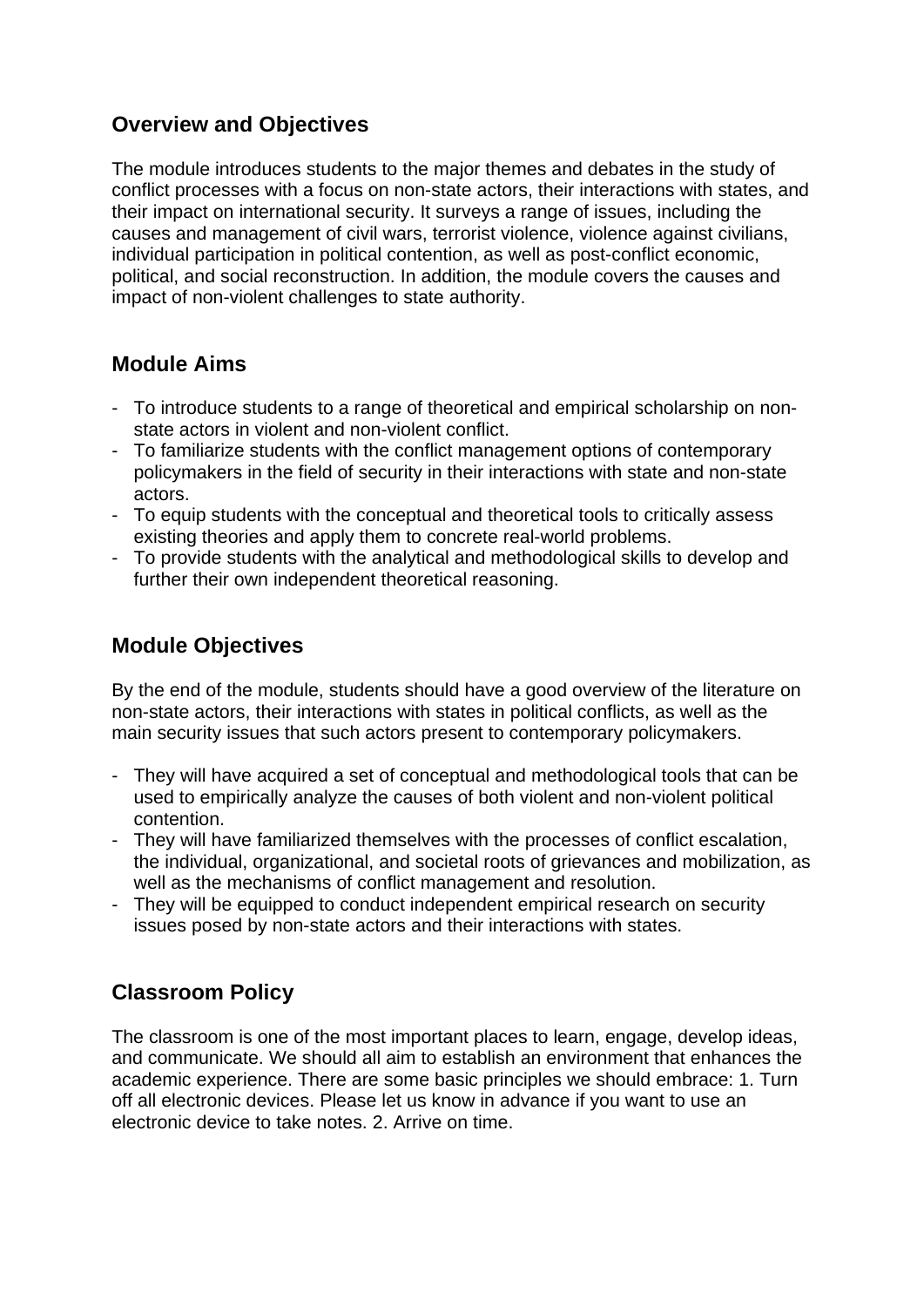## Overview and Objectives

The module introduces students to the major themes and debates in the study of conflict processes with a focus on non-state actors, their interactions with states, and their impact on international security. It surveys a range of issues, including the causes and management of civil wars, terrorist violence, violence against civilians, individual participation in political contention, as well as post-conflict economic, political, and social reconstruction. In addition, the module covers the causes and impact of non-violent challenges to state authority.

## Module Aims

- To introduce students to a range of theoretical and empirical scholarship on non-state actors in violent and non-violent conflict.
- To familiarize students with the conflict management options of contemporary policymakers in the field of security in their interactions with state and non-state actors.
- To equip students with the conceptual and theoretical tools to critically assess existing theories and apply them to concrete real-world problems.
- To provide students with the analytical and methodological skills to develop and further their own independent theoretical reasoning.

## Module Objectives

By the end of the module, students should have a good overview of the literature on non-state actors, their interactions with states in political conflicts, as well as the main security issues that such actors present to contemporary policymakers.

- They will have acquired a set of conceptual and methodological tools that can be used to empirically analyze the causes of both violent and non-violent political contention.
- They will have familiarized themselves with the processes of conflict escalation, the individual, organizational, and societal roots of grievances and mobilization, as well as the mechanisms of conflict management and resolution.
- They will be equipped to conduct independent empirical research on security issues posed by non-state actors and their interactions with states.

## Classroom Policy

The classroom is one of the most important places to learn, engage, develop ideas, and communicate. We should all aim to establish an environment that enhances the academic experience. There are some basic principles we should embrace: 1. Turn off all electronic devices. Please let us know in advance if you want to use an electronic device to take notes. 2. Arrive on time.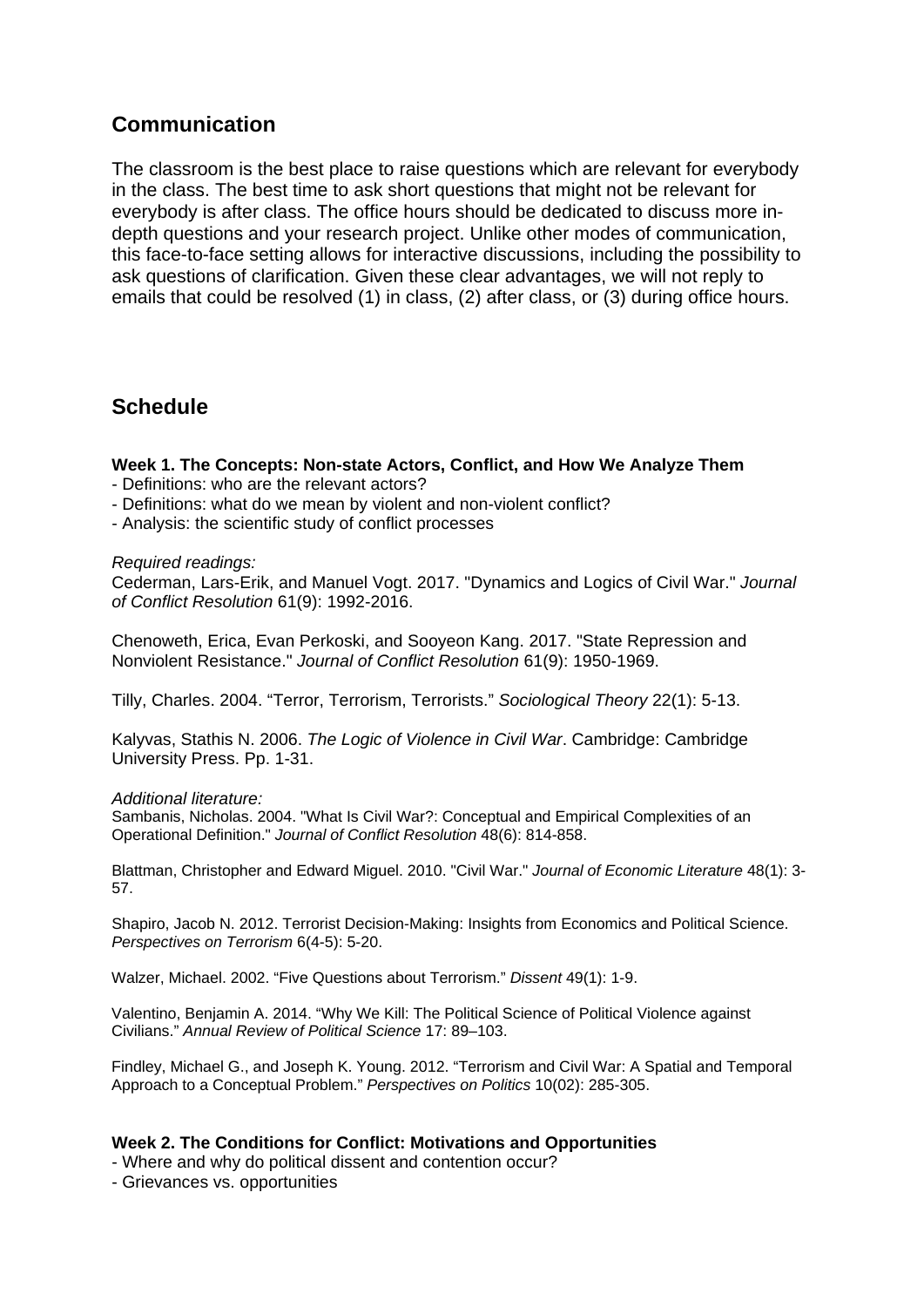## Communication

The classroom is the best place to raise questions which are relevant for everybody in the class. The best time to ask short questions that might not be relevant for everybody is after class. The office hours should be dedicated to discuss more in-depth questions and your research project. Unlike other modes of communication, this face-to-face setting allows for interactive discussions, including the possibility to ask questions of clarification. Given these clear advantages, we will not reply to emails that could be resolved (1) in class, (2) after class, or (3) during office hours.

## Schedule

**Week 1. The Concepts: Non-state Actors, Conflict, and How We Analyze Them**

- Definitions: who are the relevant actors?
- Definitions: what do we mean by violent and non-violent conflict?
- Analysis: the scientific study of conflict processes

*Required readings:*

Cederman, Lars-Erik, and Manuel Vogt. 2017. "Dynamics and Logics of Civil War." *Journal of Conflict Resolution* 61(9): 1992-2016.

Chenoweth, Erica, Evan Perkoski, and Sooyeon Kang. 2017. "State Repression and Nonviolent Resistance." *Journal of Conflict Resolution* 61(9): 1950-1969.

Tilly, Charles. 2004. "Terror, Terrorism, Terrorists." *Sociological Theory* 22(1): 5-13.

Kalyvas, Stathis N. 2006. *The Logic of Violence in Civil War*. Cambridge: Cambridge University Press. Pp. 1-31.

*Additional literature:*

Sambanis, Nicholas. 2004. "What Is Civil War?: Conceptual and Empirical Complexities of an Operational Definition." *Journal of Conflict Resolution* 48(6): 814-858.

Blattman, Christopher and Edward Miguel. 2010. "Civil War." *Journal of Economic Literature* 48(1): 3-57.

Shapiro, Jacob N. 2012. Terrorist Decision-Making: Insights from Economics and Political Science. *Perspectives on Terrorism* 6(4-5): 5-20.

Walzer, Michael. 2002. "Five Questions about Terrorism." *Dissent* 49(1): 1-9.

Valentino, Benjamin A. 2014. "Why We Kill: The Political Science of Political Violence against Civilians." *Annual Review of Political Science* 17: 89–103.

Findley, Michael G., and Joseph K. Young. 2012. "Terrorism and Civil War: A Spatial and Temporal Approach to a Conceptual Problem." *Perspectives on Politics* 10(02): 285-305.

**Week 2. The Conditions for Conflict: Motivations and Opportunities**

- Where and why do political dissent and contention occur?
- Grievances vs. opportunities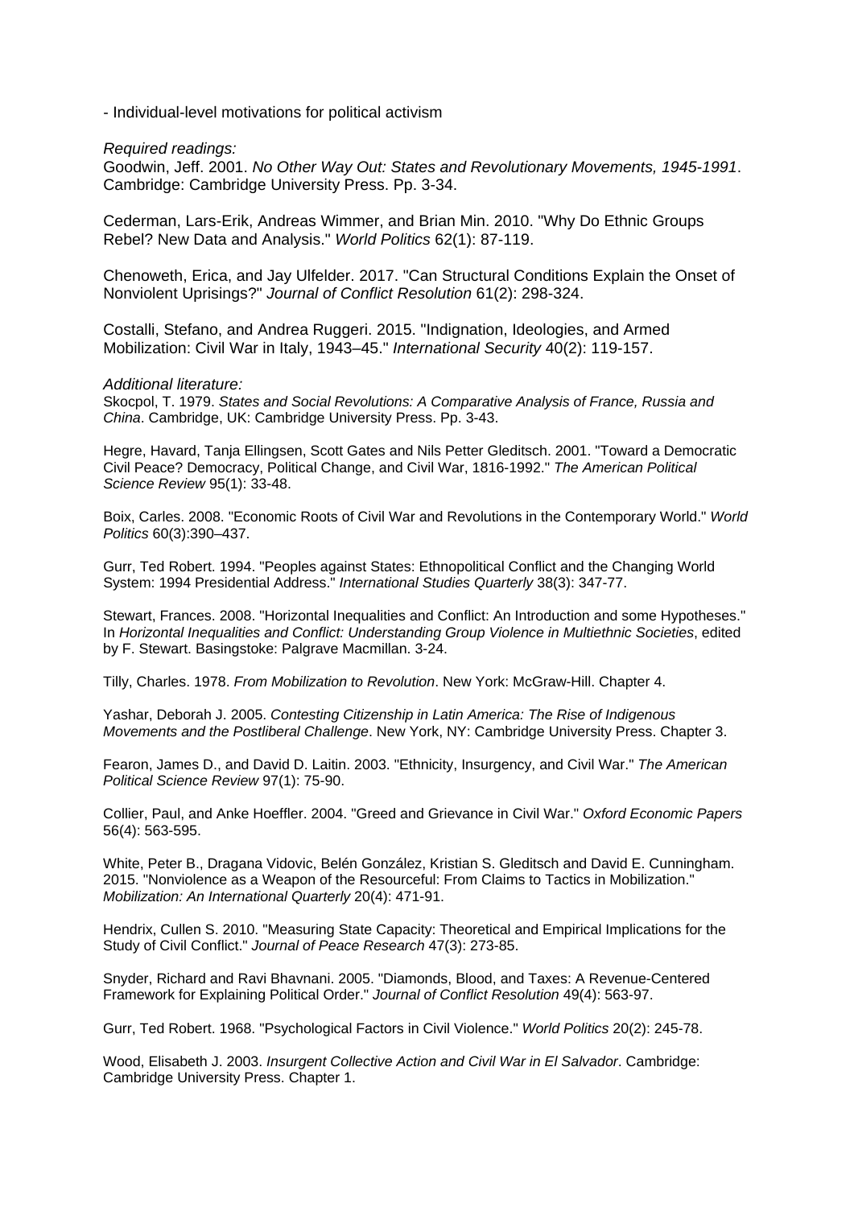- Individual-level motivations for political activism

*Required readings:*

Goodwin, Jeff. 2001. *No Other Way Out: States and Revolutionary Movements, 1945-1991*. Cambridge: Cambridge University Press. Pp. 3-34.

Cederman, Lars-Erik, Andreas Wimmer, and Brian Min. 2010. "Why Do Ethnic Groups Rebel? New Data and Analysis." *World Politics* 62(1): 87-119.

Chenoweth, Erica, and Jay Ulfelder. 2017. "Can Structural Conditions Explain the Onset of Nonviolent Uprisings?" *Journal of Conflict Resolution* 61(2): 298-324.

Costalli, Stefano, and Andrea Ruggeri. 2015. "Indignation, Ideologies, and Armed Mobilization: Civil War in Italy, 1943–45." *International Security* 40(2): 119-157.

*Additional literature:*

Skocpol, T. 1979. *States and Social Revolutions: A Comparative Analysis of France, Russia and China*. Cambridge, UK: Cambridge University Press. Pp. 3-43.

Hegre, Havard, Tanja Ellingsen, Scott Gates and Nils Petter Gleditsch. 2001. "Toward a Democratic Civil Peace? Democracy, Political Change, and Civil War, 1816-1992." *The American Political Science Review* 95(1): 33-48.

Boix, Carles. 2008. "Economic Roots of Civil War and Revolutions in the Contemporary World." *World Politics* 60(3):390–437.

Gurr, Ted Robert. 1994. "Peoples against States: Ethnopolitical Conflict and the Changing World System: 1994 Presidential Address." *International Studies Quarterly* 38(3): 347-77.

Stewart, Frances. 2008. "Horizontal Inequalities and Conflict: An Introduction and some Hypotheses." In *Horizontal Inequalities and Conflict: Understanding Group Violence in Multiethnic Societies*, edited by F. Stewart. Basingstoke: Palgrave Macmillan. 3-24.

Tilly, Charles. 1978. *From Mobilization to Revolution*. New York: McGraw-Hill. Chapter 4.

Yashar, Deborah J. 2005. *Contesting Citizenship in Latin America: The Rise of Indigenous Movements and the Postliberal Challenge*. New York, NY: Cambridge University Press. Chapter 3.

Fearon, James D., and David D. Laitin. 2003. "Ethnicity, Insurgency, and Civil War." *The American Political Science Review* 97(1): 75-90.

Collier, Paul, and Anke Hoeffler. 2004. "Greed and Grievance in Civil War." *Oxford Economic Papers* 56(4): 563-595.

White, Peter B., Dragana Vidovic, Belén González, Kristian S. Gleditsch and David E. Cunningham. 2015. "Nonviolence as a Weapon of the Resourceful: From Claims to Tactics in Mobilization." *Mobilization: An International Quarterly* 20(4): 471-91.

Hendrix, Cullen S. 2010. "Measuring State Capacity: Theoretical and Empirical Implications for the Study of Civil Conflict." *Journal of Peace Research* 47(3): 273-85.

Snyder, Richard and Ravi Bhavnani. 2005. "Diamonds, Blood, and Taxes: A Revenue-Centered Framework for Explaining Political Order." *Journal of Conflict Resolution* 49(4): 563-97.

Gurr, Ted Robert. 1968. "Psychological Factors in Civil Violence." *World Politics* 20(2): 245-78.

Wood, Elisabeth J. 2003. *Insurgent Collective Action and Civil War in El Salvador*. Cambridge: Cambridge University Press. Chapter 1.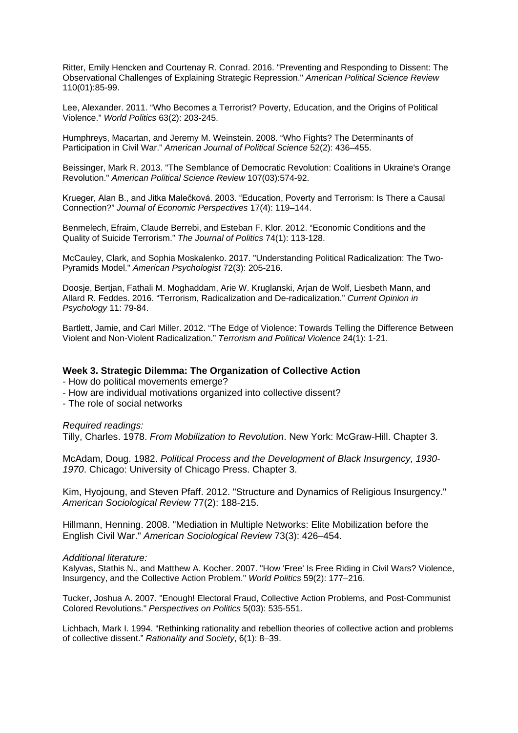Ritter, Emily Hencken and Courtenay R. Conrad. 2016. "Preventing and Responding to Dissent: The Observational Challenges of Explaining Strategic Repression." *American Political Science Review* 110(01):85-99.

Lee, Alexander. 2011. "Who Becomes a Terrorist? Poverty, Education, and the Origins of Political Violence." *World Politics* 63(2): 203-245.

Humphreys, Macartan, and Jeremy M. Weinstein. 2008. "Who Fights? The Determinants of Participation in Civil War." *American Journal of Political Science* 52(2): 436–455.

Beissinger, Mark R. 2013. "The Semblance of Democratic Revolution: Coalitions in Ukraine's Orange Revolution." *American Political Science Review* 107(03):574-92.

Krueger, Alan B., and Jitka Malečková. 2003. "Education, Poverty and Terrorism: Is There a Causal Connection?" *Journal of Economic Perspectives* 17(4): 119–144.

Benmelech, Efraim, Claude Berrebi, and Esteban F. Klor. 2012. "Economic Conditions and the Quality of Suicide Terrorism." *The Journal of Politics* 74(1): 113-128.

McCauley, Clark, and Sophia Moskalenko. 2017. "Understanding Political Radicalization: The Two-Pyramids Model." *American Psychologist* 72(3): 205-216.

Doosje, Bertjan, Fathali M. Moghaddam, Arie W. Kruglanski, Arjan de Wolf, Liesbeth Mann, and Allard R. Feddes. 2016. "Terrorism, Radicalization and De-radicalization." *Current Opinion in Psychology* 11: 79-84.

Bartlett, Jamie, and Carl Miller. 2012. "The Edge of Violence: Towards Telling the Difference Between Violent and Non-Violent Radicalization." *Terrorism and Political Violence* 24(1): 1-21.

**Week 3. Strategic Dilemma: The Organization of Collective Action**

- How do political movements emerge?
- How are individual motivations organized into collective dissent?
- The role of social networks

*Required readings:*

Tilly, Charles. 1978. *From Mobilization to Revolution*. New York: McGraw-Hill. Chapter 3.

McAdam, Doug. 1982. *Political Process and the Development of Black Insurgency, 1930-1970*. Chicago: University of Chicago Press. Chapter 3.

Kim, Hyojoung, and Steven Pfaff. 2012. "Structure and Dynamics of Religious Insurgency." *American Sociological Review* 77(2): 188-215.

Hillmann, Henning. 2008. "Mediation in Multiple Networks: Elite Mobilization before the English Civil War." *American Sociological Review* 73(3): 426–454.

*Additional literature:*

Kalyvas, Stathis N., and Matthew A. Kocher. 2007. "How 'Free' Is Free Riding in Civil Wars? Violence, Insurgency, and the Collective Action Problem." *World Politics* 59(2): 177–216.

Tucker, Joshua A. 2007. "Enough! Electoral Fraud, Collective Action Problems, and Post-Communist Colored Revolutions." *Perspectives on Politics* 5(03): 535-551.

Lichbach, Mark I. 1994. "Rethinking rationality and rebellion theories of collective action and problems of collective dissent." *Rationality and Society*, 6(1): 8–39.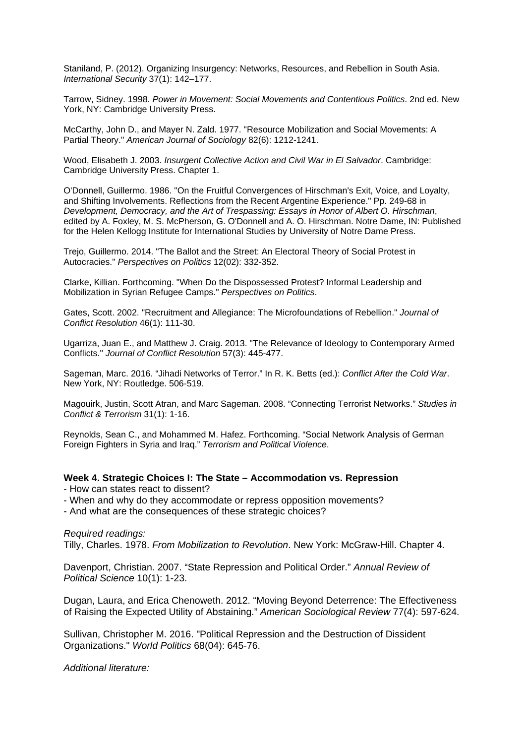Staniland, P. (2012). Organizing Insurgency: Networks, Resources, and Rebellion in South Asia. *International Security* 37(1): 142–177.

Tarrow, Sidney. 1998. *Power in Movement: Social Movements and Contentious Politics*. 2nd ed. New York, NY: Cambridge University Press.

McCarthy, John D., and Mayer N. Zald. 1977. "Resource Mobilization and Social Movements: A Partial Theory." *American Journal of Sociology* 82(6): 1212-1241.

Wood, Elisabeth J. 2003. *Insurgent Collective Action and Civil War in El Salvador*. Cambridge: Cambridge University Press. Chapter 1.

O'Donnell, Guillermo. 1986. "On the Fruitful Convergences of Hirschman's Exit, Voice, and Loyalty, and Shifting Involvements. Reflections from the Recent Argentine Experience." Pp. 249-68 in *Development, Democracy, and the Art of Trespassing: Essays in Honor of Albert O. Hirschman*, edited by A. Foxley, M. S. McPherson, G. O'Donnell and A. O. Hirschman. Notre Dame, IN: Published for the Helen Kellogg Institute for International Studies by University of Notre Dame Press.

Trejo, Guillermo. 2014. "The Ballot and the Street: An Electoral Theory of Social Protest in Autocracies." *Perspectives on Politics* 12(02): 332-352.

Clarke, Killian. Forthcoming. "When Do the Dispossessed Protest? Informal Leadership and Mobilization in Syrian Refugee Camps." *Perspectives on Politics*.

Gates, Scott. 2002. "Recruitment and Allegiance: The Microfoundations of Rebellion." *Journal of Conflict Resolution* 46(1): 111-30.

Ugarriza, Juan E., and Matthew J. Craig. 2013. "The Relevance of Ideology to Contemporary Armed Conflicts." *Journal of Conflict Resolution* 57(3): 445-477.

Sageman, Marc. 2016. “Jihadi Networks of Terror.” In R. K. Betts (ed.): *Conflict After the Cold War*. New York, NY: Routledge. 506-519.

Magouirk, Justin, Scott Atran, and Marc Sageman. 2008. “Connecting Terrorist Networks.” *Studies in Conflict & Terrorism* 31(1): 1-16.

Reynolds, Sean C., and Mohammed M. Hafez. Forthcoming. “Social Network Analysis of German Foreign Fighters in Syria and Iraq.” *Terrorism and Political Violence*.

**Week 4. Strategic Choices I: The State – Accommodation vs. Repression**

- How can states react to dissent?
- When and why do they accommodate or repress opposition movements?
- And what are the consequences of these strategic choices?

*Required readings:*

Tilly, Charles. 1978. *From Mobilization to Revolution*. New York: McGraw-Hill. Chapter 4.

Davenport, Christian. 2007. “State Repression and Political Order.” *Annual Review of Political Science* 10(1): 1-23.

Dugan, Laura, and Erica Chenoweth. 2012. “Moving Beyond Deterrence: The Effectiveness of Raising the Expected Utility of Abstaining.” *American Sociological Review* 77(4): 597-624.

Sullivan, Christopher M. 2016. "Political Repression and the Destruction of Dissident Organizations." *World Politics* 68(04): 645-76.

*Additional literature:*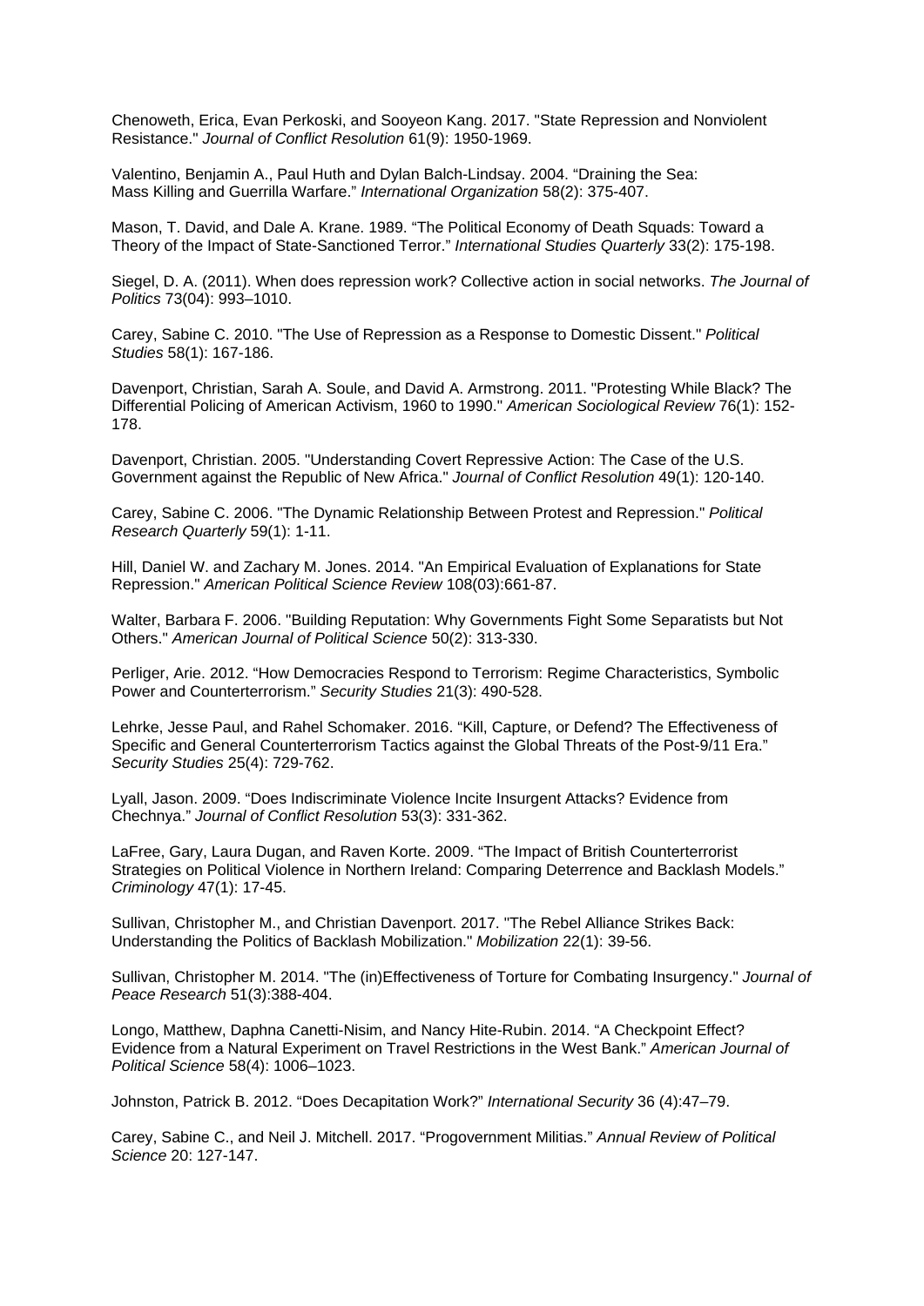Chenoweth, Erica, Evan Perkoski, and Sooyeon Kang. 2017. "State Repression and Nonviolent Resistance." *Journal of Conflict Resolution* 61(9): 1950-1969.

Valentino, Benjamin A., Paul Huth and Dylan Balch-Lindsay. 2004. "Draining the Sea: Mass Killing and Guerrilla Warfare." *International Organization* 58(2): 375-407.

Mason, T. David, and Dale A. Krane. 1989. "The Political Economy of Death Squads: Toward a Theory of the Impact of State-Sanctioned Terror." *International Studies Quarterly* 33(2): 175-198.

Siegel, D. A. (2011). When does repression work? Collective action in social networks. *The Journal of Politics* 73(04): 993–1010.

Carey, Sabine C. 2010. "The Use of Repression as a Response to Domestic Dissent." *Political Studies* 58(1): 167-186.

Davenport, Christian, Sarah A. Soule, and David A. Armstrong. 2011. "Protesting While Black? The Differential Policing of American Activism, 1960 to 1990." *American Sociological Review* 76(1): 152-178.

Davenport, Christian. 2005. "Understanding Covert Repressive Action: The Case of the U.S. Government against the Republic of New Africa." *Journal of Conflict Resolution* 49(1): 120-140.

Carey, Sabine C. 2006. "The Dynamic Relationship Between Protest and Repression." *Political Research Quarterly* 59(1): 1-11.

Hill, Daniel W. and Zachary M. Jones. 2014. "An Empirical Evaluation of Explanations for State Repression." *American Political Science Review* 108(03):661-87.

Walter, Barbara F. 2006. "Building Reputation: Why Governments Fight Some Separatists but Not Others." *American Journal of Political Science* 50(2): 313-330.

Perliger, Arie. 2012. "How Democracies Respond to Terrorism: Regime Characteristics, Symbolic Power and Counterterrorism." *Security Studies* 21(3): 490-528.

Lehrke, Jesse Paul, and Rahel Schomaker. 2016. "Kill, Capture, or Defend? The Effectiveness of Specific and General Counterterrorism Tactics against the Global Threats of the Post-9/11 Era." *Security Studies* 25(4): 729-762.

Lyall, Jason. 2009. "Does Indiscriminate Violence Incite Insurgent Attacks? Evidence from Chechnya." *Journal of Conflict Resolution* 53(3): 331-362.

LaFree, Gary, Laura Dugan, and Raven Korte. 2009. "The Impact of British Counterterrorist Strategies on Political Violence in Northern Ireland: Comparing Deterrence and Backlash Models." *Criminology* 47(1): 17-45.

Sullivan, Christopher M., and Christian Davenport. 2017. "The Rebel Alliance Strikes Back: Understanding the Politics of Backlash Mobilization." *Mobilization* 22(1): 39-56.

Sullivan, Christopher M. 2014. "The (in)Effectiveness of Torture for Combating Insurgency." *Journal of Peace Research* 51(3):388-404.

Longo, Matthew, Daphna Canetti-Nisim, and Nancy Hite-Rubin. 2014. "A Checkpoint Effect? Evidence from a Natural Experiment on Travel Restrictions in the West Bank." *American Journal of Political Science* 58(4): 1006–1023.

Johnston, Patrick B. 2012. "Does Decapitation Work?" *International Security* 36 (4):47–79.

Carey, Sabine C., and Neil J. Mitchell. 2017. "Progovernment Militias." *Annual Review of Political Science* 20: 127-147.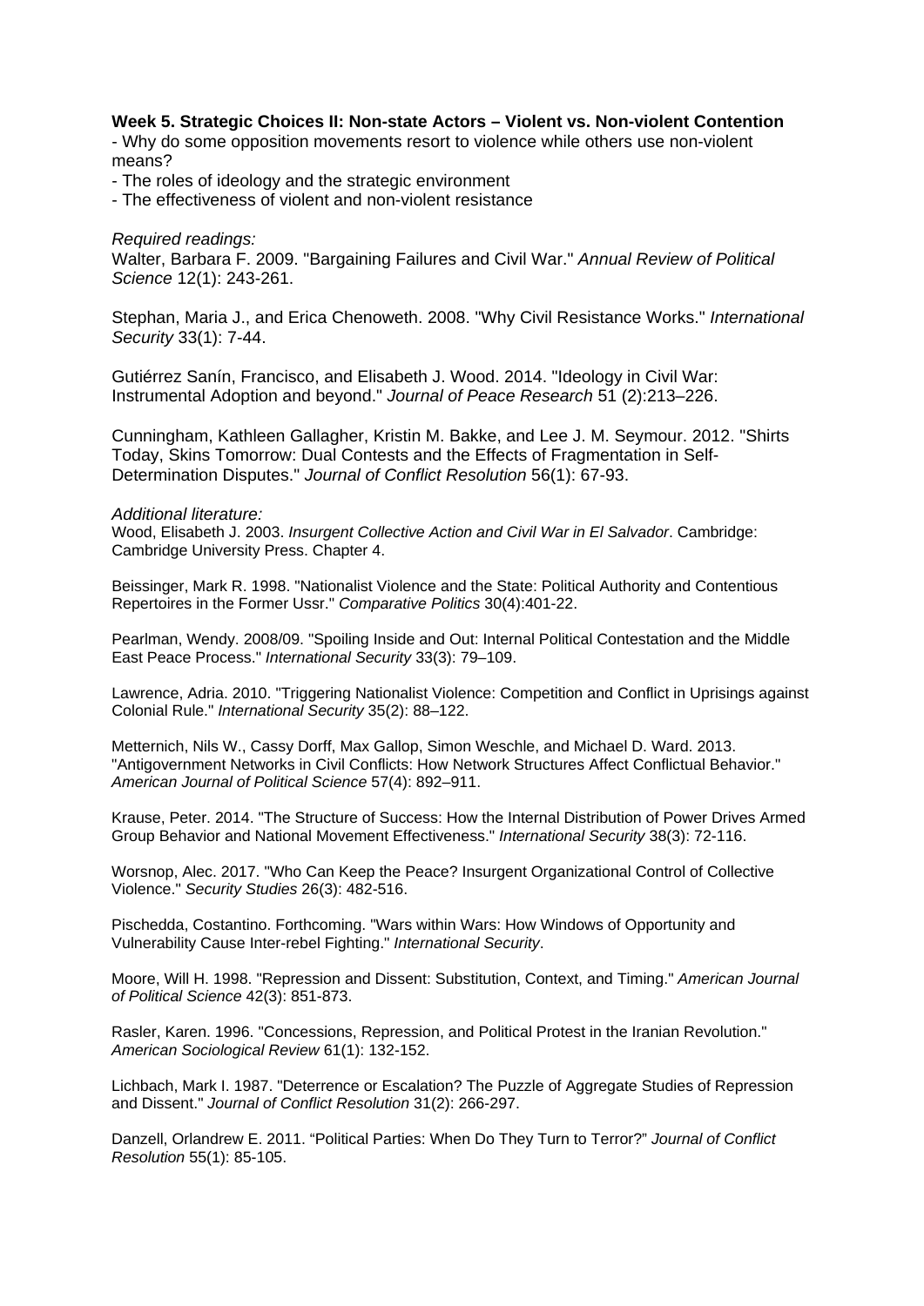**Week 5. Strategic Choices II: Non-state Actors – Violent vs. Non-violent Contention**

- Why do some opposition movements resort to violence while others use non-violent means?
- The roles of ideology and the strategic environment
- The effectiveness of violent and non-violent resistance

*Required readings:*

Walter, Barbara F. 2009. "Bargaining Failures and Civil War." *Annual Review of Political Science* 12(1): 243-261.

Stephan, Maria J., and Erica Chenoweth. 2008. "Why Civil Resistance Works." *International Security* 33(1): 7-44.

Gutiérrez Sanín, Francisco, and Elisabeth J. Wood. 2014. "Ideology in Civil War: Instrumental Adoption and beyond." *Journal of Peace Research* 51 (2):213–226.

Cunningham, Kathleen Gallagher, Kristin M. Bakke, and Lee J. M. Seymour. 2012. "Shirts Today, Skins Tomorrow: Dual Contests and the Effects of Fragmentation in Self-Determination Disputes." *Journal of Conflict Resolution* 56(1): 67-93.

*Additional literature:*

Wood, Elisabeth J. 2003. *Insurgent Collective Action and Civil War in El Salvador*. Cambridge: Cambridge University Press. Chapter 4.

Beissinger, Mark R. 1998. "Nationalist Violence and the State: Political Authority and Contentious Repertoires in the Former Ussr." *Comparative Politics* 30(4):401-22.

Pearlman, Wendy. 2008/09. "Spoiling Inside and Out: Internal Political Contestation and the Middle East Peace Process." *International Security* 33(3): 79–109.

Lawrence, Adria. 2010. "Triggering Nationalist Violence: Competition and Conflict in Uprisings against Colonial Rule." *International Security* 35(2): 88–122.

Metternich, Nils W., Cassy Dorff, Max Gallop, Simon Weschle, and Michael D. Ward. 2013. "Antigovernment Networks in Civil Conflicts: How Network Structures Affect Conflictual Behavior." *American Journal of Political Science* 57(4): 892–911.

Krause, Peter. 2014. "The Structure of Success: How the Internal Distribution of Power Drives Armed Group Behavior and National Movement Effectiveness." *International Security* 38(3): 72-116.

Worsnop, Alec. 2017. "Who Can Keep the Peace? Insurgent Organizational Control of Collective Violence." *Security Studies* 26(3): 482-516.

Pischedda, Costantino. Forthcoming. "Wars within Wars: How Windows of Opportunity and Vulnerability Cause Inter-rebel Fighting." *International Security*.

Moore, Will H. 1998. "Repression and Dissent: Substitution, Context, and Timing." *American Journal of Political Science* 42(3): 851-873.

Rasler, Karen. 1996. "Concessions, Repression, and Political Protest in the Iranian Revolution." *American Sociological Review* 61(1): 132-152.

Lichbach, Mark I. 1987. "Deterrence or Escalation? The Puzzle of Aggregate Studies of Repression and Dissent." *Journal of Conflict Resolution* 31(2): 266-297.

Danzell, Orlandrew E. 2011. "Political Parties: When Do They Turn to Terror?" *Journal of Conflict Resolution* 55(1): 85-105.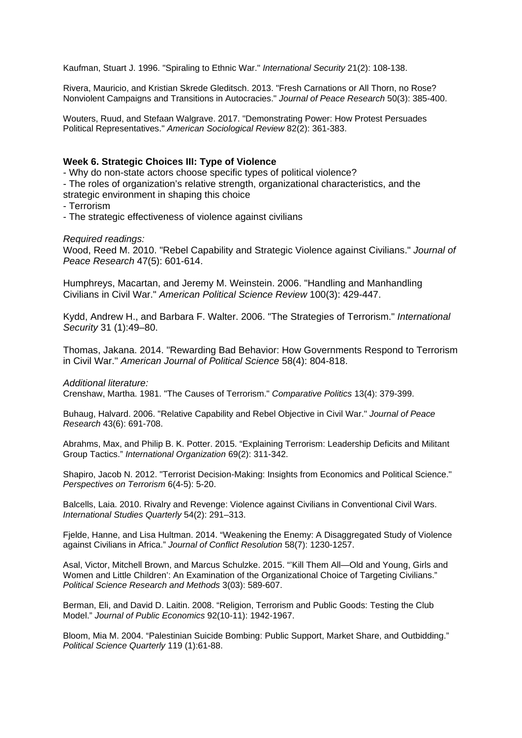Kaufman, Stuart J. 1996. "Spiraling to Ethnic War." *International Security* 21(2): 108-138.

Rivera, Mauricio, and Kristian Skrede Gleditsch. 2013. "Fresh Carnations or All Thorn, no Rose? Nonviolent Campaigns and Transitions in Autocracies." *Journal of Peace Research* 50(3): 385-400.

Wouters, Ruud, and Stefaan Walgrave. 2017. "Demonstrating Power: How Protest Persuades Political Representatives." *American Sociological Review* 82(2): 361-383.

### Week 6. Strategic Choices III: Type of Violence

- Why do non-state actors choose specific types of political violence?
- The roles of organization's relative strength, organizational characteristics, and the strategic environment in shaping this choice
- Terrorism
- The strategic effectiveness of violence against civilians

*Required readings:*

Wood, Reed M. 2010. "Rebel Capability and Strategic Violence against Civilians." *Journal of Peace Research* 47(5): 601-614.

Humphreys, Macartan, and Jeremy M. Weinstein. 2006. "Handling and Manhandling Civilians in Civil War." *American Political Science Review* 100(3): 429-447.

Kydd, Andrew H., and Barbara F. Walter. 2006. "The Strategies of Terrorism." *International Security* 31 (1):49–80.

Thomas, Jakana. 2014. "Rewarding Bad Behavior: How Governments Respond to Terrorism in Civil War." *American Journal of Political Science* 58(4): 804-818.

*Additional literature:*

Crenshaw, Martha. 1981. "The Causes of Terrorism." *Comparative Politics* 13(4): 379-399.

Buhaug, Halvard. 2006. "Relative Capability and Rebel Objective in Civil War." *Journal of Peace Research* 43(6): 691-708.

Abrahms, Max, and Philip B. K. Potter. 2015. "Explaining Terrorism: Leadership Deficits and Militant Group Tactics." *International Organization* 69(2): 311-342.

Shapiro, Jacob N. 2012. "Terrorist Decision-Making: Insights from Economics and Political Science." *Perspectives on Terrorism* 6(4-5): 5-20.

Balcells, Laia. 2010. Rivalry and Revenge: Violence against Civilians in Conventional Civil Wars. *International Studies Quarterly* 54(2): 291–313.

Fjelde, Hanne, and Lisa Hultman. 2014. "Weakening the Enemy: A Disaggregated Study of Violence against Civilians in Africa." *Journal of Conflict Resolution* 58(7): 1230-1257.

Asal, Victor, Mitchell Brown, and Marcus Schulzke. 2015. "'Kill Them All—Old and Young, Girls and Women and Little Children': An Examination of the Organizational Choice of Targeting Civilians." *Political Science Research and Methods* 3(03): 589-607.

Berman, Eli, and David D. Laitin. 2008. "Religion, Terrorism and Public Goods: Testing the Club Model." *Journal of Public Economics* 92(10-11): 1942-1967.

Bloom, Mia M. 2004. "Palestinian Suicide Bombing: Public Support, Market Share, and Outbidding." *Political Science Quarterly* 119 (1):61-88.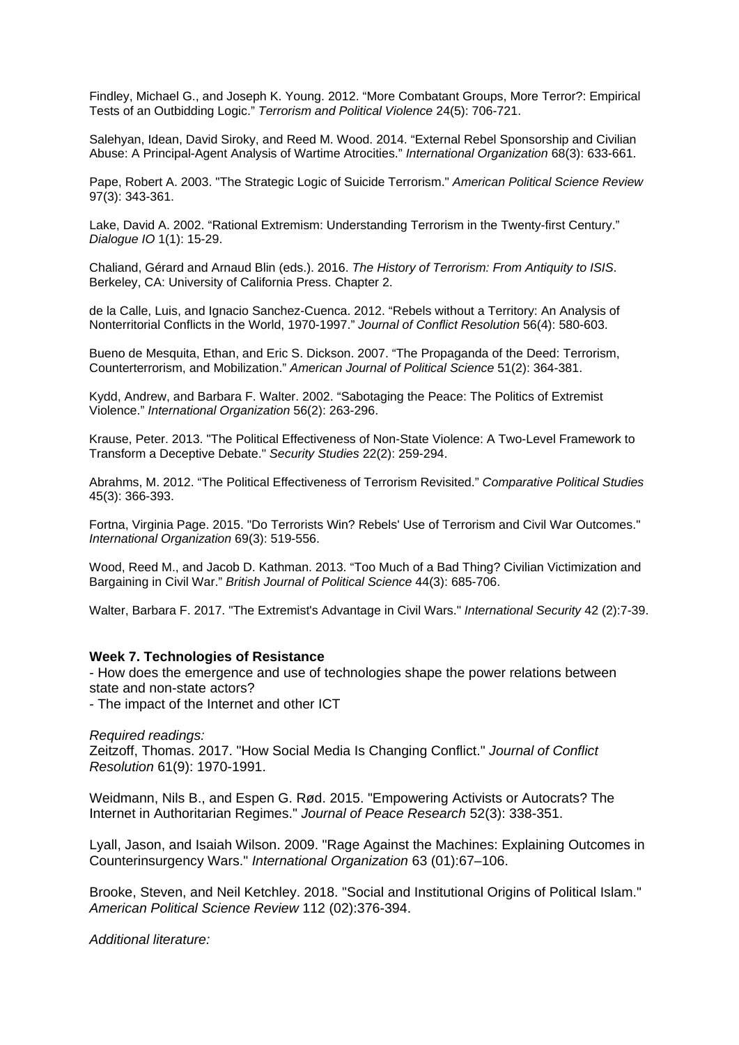Findley, Michael G., and Joseph K. Young. 2012. "More Combatant Groups, More Terror?: Empirical Tests of an Outbidding Logic." *Terrorism and Political Violence* 24(5): 706-721.

Salehyan, Idean, David Siroky, and Reed M. Wood. 2014. "External Rebel Sponsorship and Civilian Abuse: A Principal-Agent Analysis of Wartime Atrocities." *International Organization* 68(3): 633-661.

Pape, Robert A. 2003. "The Strategic Logic of Suicide Terrorism." *American Political Science Review* 97(3): 343-361.

Lake, David A. 2002. "Rational Extremism: Understanding Terrorism in the Twenty-first Century." *Dialogue IO* 1(1): 15-29.

Chaliand, Gérard and Arnaud Blin (eds.). 2016. *The History of Terrorism: From Antiquity to ISIS*. Berkeley, CA: University of California Press. Chapter 2.

de la Calle, Luis, and Ignacio Sanchez-Cuenca. 2012. "Rebels without a Territory: An Analysis of Nonterritorial Conflicts in the World, 1970-1997." *Journal of Conflict Resolution* 56(4): 580-603.

Bueno de Mesquita, Ethan, and Eric S. Dickson. 2007. "The Propaganda of the Deed: Terrorism, Counterterrorism, and Mobilization." *American Journal of Political Science* 51(2): 364-381.

Kydd, Andrew, and Barbara F. Walter. 2002. "Sabotaging the Peace: The Politics of Extremist Violence." *International Organization* 56(2): 263-296.

Krause, Peter. 2013. "The Political Effectiveness of Non-State Violence: A Two-Level Framework to Transform a Deceptive Debate." *Security Studies* 22(2): 259-294.

Abrahms, M. 2012. "The Political Effectiveness of Terrorism Revisited." *Comparative Political Studies* 45(3): 366-393.

Fortna, Virginia Page. 2015. "Do Terrorists Win? Rebels' Use of Terrorism and Civil War Outcomes." *International Organization* 69(3): 519-556.

Wood, Reed M., and Jacob D. Kathman. 2013. "Too Much of a Bad Thing? Civilian Victimization and Bargaining in Civil War." *British Journal of Political Science* 44(3): 685-706.

Walter, Barbara F. 2017. "The Extremist's Advantage in Civil Wars." *International Security* 42 (2):7-39.

**Week 7. Technologies of Resistance**

- How does the emergence and use of technologies shape the power relations between state and non-state actors?
- The impact of the Internet and other ICT

*Required readings:*

Zeitzoff, Thomas. 2017. "How Social Media Is Changing Conflict." *Journal of Conflict Resolution* 61(9): 1970-1991.

Weidmann, Nils B., and Espen G. Rød. 2015. "Empowering Activists or Autocrats? The Internet in Authoritarian Regimes." *Journal of Peace Research* 52(3): 338-351.

Lyall, Jason, and Isaiah Wilson. 2009. "Rage Against the Machines: Explaining Outcomes in Counterinsurgency Wars." *International Organization* 63 (01):67–106.

Brooke, Steven, and Neil Ketchley. 2018. "Social and Institutional Origins of Political Islam." *American Political Science Review* 112 (02):376-394.

*Additional literature:*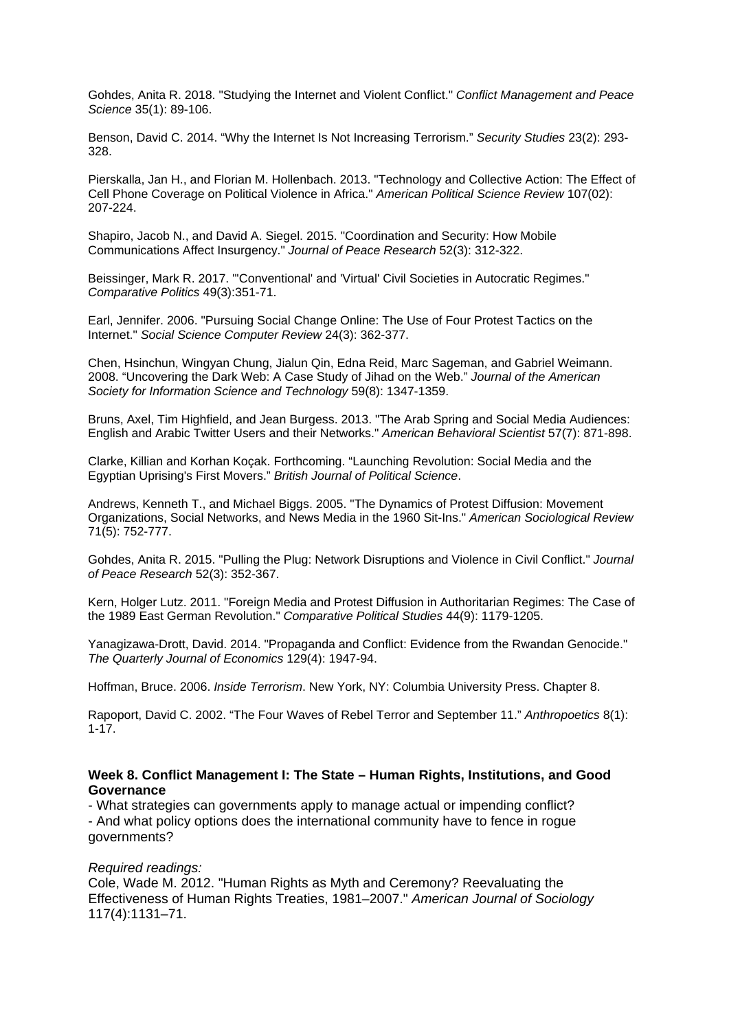Gohdes, Anita R. 2018. "Studying the Internet and Violent Conflict." *Conflict Management and Peace Science* 35(1): 89-106.

Benson, David C. 2014. "Why the Internet Is Not Increasing Terrorism." *Security Studies* 23(2): 293-328.

Pierskalla, Jan H., and Florian M. Hollenbach. 2013. "Technology and Collective Action: The Effect of Cell Phone Coverage on Political Violence in Africa." *American Political Science Review* 107(02): 207-224.

Shapiro, Jacob N., and David A. Siegel. 2015. "Coordination and Security: How Mobile Communications Affect Insurgency." *Journal of Peace Research* 52(3): 312-322.

Beissinger, Mark R. 2017. "'Conventional' and 'Virtual' Civil Societies in Autocratic Regimes." *Comparative Politics* 49(3):351-71.

Earl, Jennifer. 2006. "Pursuing Social Change Online: The Use of Four Protest Tactics on the Internet." *Social Science Computer Review* 24(3): 362-377.

Chen, Hsinchun, Wingyan Chung, Jialun Qin, Edna Reid, Marc Sageman, and Gabriel Weimann. 2008. "Uncovering the Dark Web: A Case Study of Jihad on the Web." *Journal of the American Society for Information Science and Technology* 59(8): 1347-1359.

Bruns, Axel, Tim Highfield, and Jean Burgess. 2013. "The Arab Spring and Social Media Audiences: English and Arabic Twitter Users and their Networks." *American Behavioral Scientist* 57(7): 871-898.

Clarke, Killian and Korhan Koçak. Forthcoming. "Launching Revolution: Social Media and the Egyptian Uprising's First Movers." *British Journal of Political Science*.

Andrews, Kenneth T., and Michael Biggs. 2005. "The Dynamics of Protest Diffusion: Movement Organizations, Social Networks, and News Media in the 1960 Sit-Ins." *American Sociological Review* 71(5): 752-777.

Gohdes, Anita R. 2015. "Pulling the Plug: Network Disruptions and Violence in Civil Conflict." *Journal of Peace Research* 52(3): 352-367.

Kern, Holger Lutz. 2011. "Foreign Media and Protest Diffusion in Authoritarian Regimes: The Case of the 1989 East German Revolution." *Comparative Political Studies* 44(9): 1179-1205.

Yanagizawa-Drott, David. 2014. "Propaganda and Conflict: Evidence from the Rwandan Genocide." *The Quarterly Journal of Economics* 129(4): 1947-94.

Hoffman, Bruce. 2006. *Inside Terrorism*. New York, NY: Columbia University Press. Chapter 8.

Rapoport, David C. 2002. "The Four Waves of Rebel Terror and September 11." *Anthropoetics* 8(1): 1-17.

### Week 8. Conflict Management I: The State – Human Rights, Institutions, and Good Governance

- What strategies can governments apply to manage actual or impending conflict?
- And what policy options does the international community have to fence in rogue governments?

*Required readings:*

Cole, Wade M. 2012. "Human Rights as Myth and Ceremony? Reevaluating the Effectiveness of Human Rights Treaties, 1981–2007." *American Journal of Sociology* 117(4):1131–71.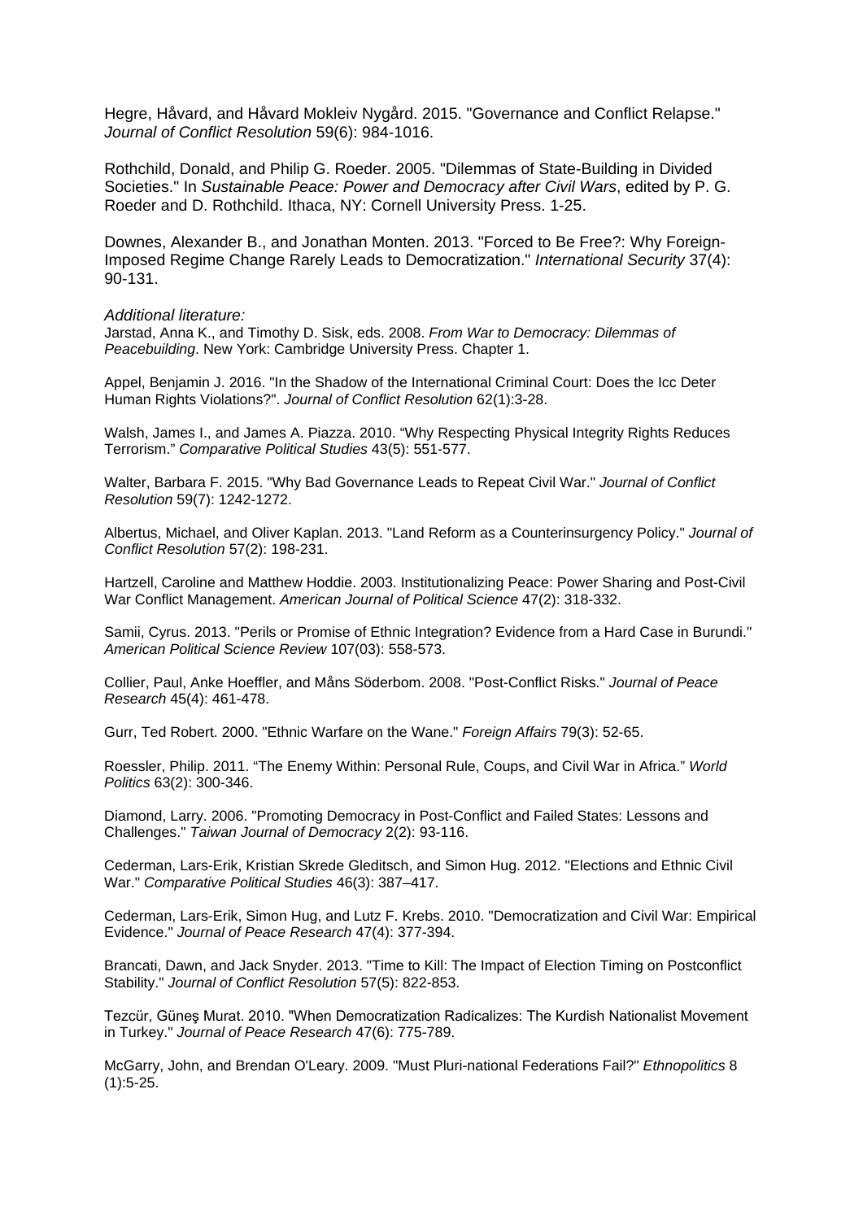Hegre, Håvard, and Håvard Mokleiv Nygård. 2015. "Governance and Conflict Relapse." *Journal of Conflict Resolution* 59(6): 984-1016.

Rothchild, Donald, and Philip G. Roeder. 2005. "Dilemmas of State-Building in Divided Societies." In *Sustainable Peace: Power and Democracy after Civil Wars*, edited by P. G. Roeder and D. Rothchild. Ithaca, NY: Cornell University Press. 1-25.

Downes, Alexander B., and Jonathan Monten. 2013. "Forced to Be Free?: Why Foreign-Imposed Regime Change Rarely Leads to Democratization." *International Security* 37(4): 90-131.

*Additional literature:*

Jarstad, Anna K., and Timothy D. Sisk, eds. 2008. *From War to Democracy: Dilemmas of Peacebuilding*. New York: Cambridge University Press. Chapter 1.

Appel, Benjamin J. 2016. "In the Shadow of the International Criminal Court: Does the Icc Deter Human Rights Violations?". *Journal of Conflict Resolution* 62(1):3-28.

Walsh, James I., and James A. Piazza. 2010. "Why Respecting Physical Integrity Rights Reduces Terrorism." *Comparative Political Studies* 43(5): 551-577.

Walter, Barbara F. 2015. "Why Bad Governance Leads to Repeat Civil War." *Journal of Conflict Resolution* 59(7): 1242-1272.

Albertus, Michael, and Oliver Kaplan. 2013. "Land Reform as a Counterinsurgency Policy." *Journal of Conflict Resolution* 57(2): 198-231.

Hartzell, Caroline and Matthew Hoddie. 2003. Institutionalizing Peace: Power Sharing and Post-Civil War Conflict Management. *American Journal of Political Science* 47(2): 318-332.

Samii, Cyrus. 2013. "Perils or Promise of Ethnic Integration? Evidence from a Hard Case in Burundi." *American Political Science Review* 107(03): 558-573.

Collier, Paul, Anke Hoeffler, and Måns Söderbom. 2008. "Post-Conflict Risks." *Journal of Peace Research* 45(4): 461-478.

Gurr, Ted Robert. 2000. "Ethnic Warfare on the Wane." *Foreign Affairs* 79(3): 52-65.

Roessler, Philip. 2011. "The Enemy Within: Personal Rule, Coups, and Civil War in Africa." *World Politics* 63(2): 300-346.

Diamond, Larry. 2006. "Promoting Democracy in Post-Conflict and Failed States: Lessons and Challenges." *Taiwan Journal of Democracy* 2(2): 93-116.

Cederman, Lars-Erik, Kristian Skrede Gleditsch, and Simon Hug. 2012. "Elections and Ethnic Civil War." *Comparative Political Studies* 46(3): 387–417.

Cederman, Lars-Erik, Simon Hug, and Lutz F. Krebs. 2010. "Democratization and Civil War: Empirical Evidence." *Journal of Peace Research* 47(4): 377-394.

Brancati, Dawn, and Jack Snyder. 2013. "Time to Kill: The Impact of Election Timing on Postconflict Stability." *Journal of Conflict Resolution* 57(5): 822-853.

Tezcür, Güneş Murat. 2010. "When Democratization Radicalizes: The Kurdish Nationalist Movement in Turkey." *Journal of Peace Research* 47(6): 775-789.

McGarry, John, and Brendan O'Leary. 2009. "Must Pluri-national Federations Fail?" *Ethnopolitics* 8 (1):5-25.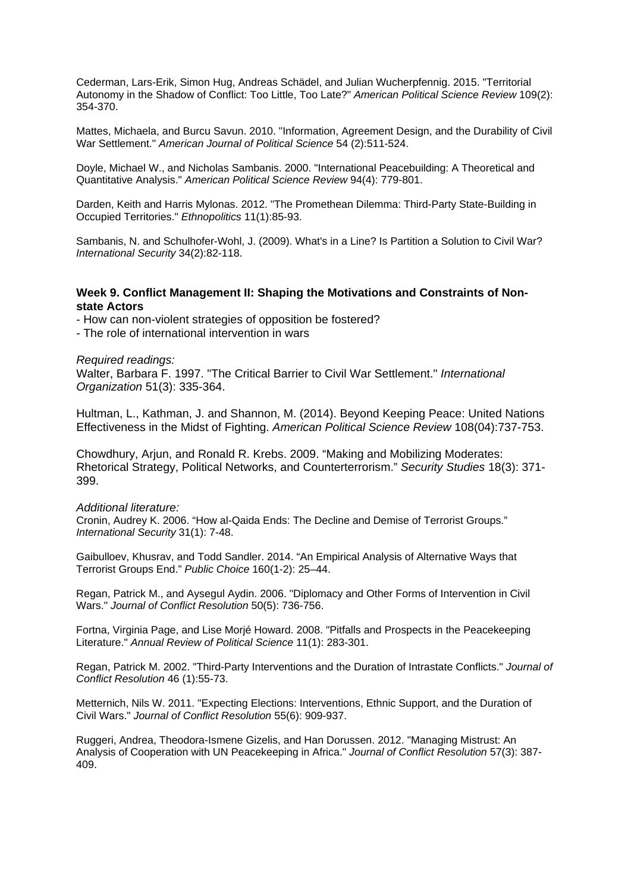Cederman, Lars-Erik, Simon Hug, Andreas Schädel, and Julian Wucherpfennig. 2015. "Territorial Autonomy in the Shadow of Conflict: Too Little, Too Late?" *American Political Science Review* 109(2): 354-370.

Mattes, Michaela, and Burcu Savun. 2010. "Information, Agreement Design, and the Durability of Civil War Settlement." *American Journal of Political Science* 54 (2):511-524.

Doyle, Michael W., and Nicholas Sambanis. 2000. "International Peacebuilding: A Theoretical and Quantitative Analysis." *American Political Science Review* 94(4): 779-801.

Darden, Keith and Harris Mylonas. 2012. "The Promethean Dilemma: Third-Party State-Building in Occupied Territories." *Ethnopolitics* 11(1):85-93.

Sambanis, N. and Schulhofer-Wohl, J. (2009). What's in a Line? Is Partition a Solution to Civil War? *International Security* 34(2):82-118.

### Week 9. Conflict Management II: Shaping the Motivations and Constraints of Non-state Actors

- How can non-violent strategies of opposition be fostered?
- The role of international intervention in wars

*Required readings:*

Walter, Barbara F. 1997. "The Critical Barrier to Civil War Settlement." *International Organization* 51(3): 335-364.

Hultman, L., Kathman, J. and Shannon, M. (2014). Beyond Keeping Peace: United Nations Effectiveness in the Midst of Fighting. *American Political Science Review* 108(04):737-753.

Chowdhury, Arjun, and Ronald R. Krebs. 2009. "Making and Mobilizing Moderates: Rhetorical Strategy, Political Networks, and Counterterrorism." *Security Studies* 18(3): 371-399.

*Additional literature:*

Cronin, Audrey K. 2006. "How al-Qaida Ends: The Decline and Demise of Terrorist Groups." *International Security* 31(1): 7-48.

Gaibulloev, Khusrav, and Todd Sandler. 2014. "An Empirical Analysis of Alternative Ways that Terrorist Groups End." *Public Choice* 160(1-2): 25–44.

Regan, Patrick M., and Aysegul Aydin. 2006. "Diplomacy and Other Forms of Intervention in Civil Wars." *Journal of Conflict Resolution* 50(5): 736-756.

Fortna, Virginia Page, and Lise Morjé Howard. 2008. "Pitfalls and Prospects in the Peacekeeping Literature." *Annual Review of Political Science* 11(1): 283-301.

Regan, Patrick M. 2002. "Third-Party Interventions and the Duration of Intrastate Conflicts." *Journal of Conflict Resolution* 46 (1):55-73.

Metternich, Nils W. 2011. "Expecting Elections: Interventions, Ethnic Support, and the Duration of Civil Wars." *Journal of Conflict Resolution* 55(6): 909-937.

Ruggeri, Andrea, Theodora-Ismene Gizelis, and Han Dorussen. 2012. "Managing Mistrust: An Analysis of Cooperation with UN Peacekeeping in Africa." *Journal of Conflict Resolution* 57(3): 387-409.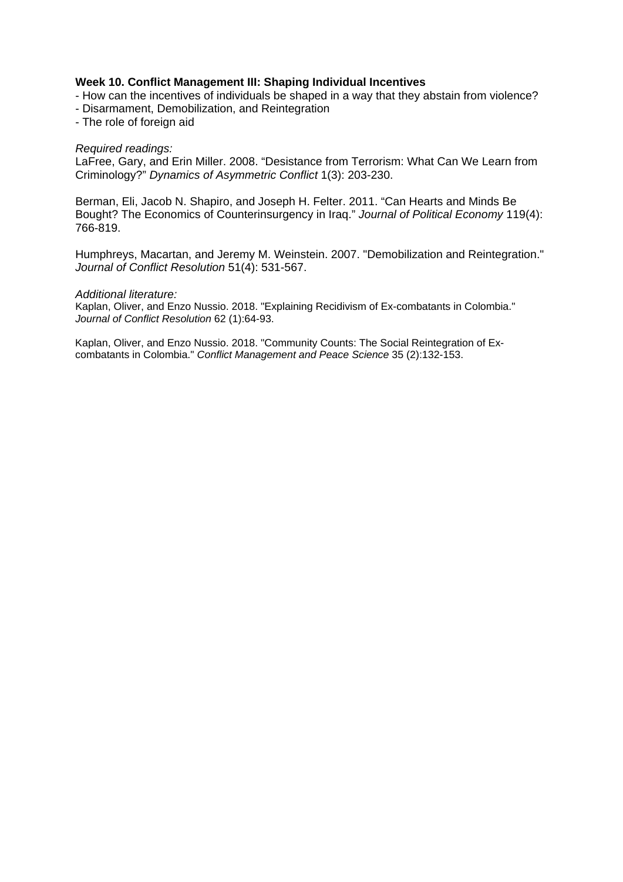**Week 10. Conflict Management III: Shaping Individual Incentives**

- How can the incentives of individuals be shaped in a way that they abstain from violence?
- Disarmament, Demobilization, and Reintegration
- The role of foreign aid

*Required readings:*

LaFree, Gary, and Erin Miller. 2008. “Desistance from Terrorism: What Can We Learn from Criminology?” *Dynamics of Asymmetric Conflict* 1(3): 203-230.

Berman, Eli, Jacob N. Shapiro, and Joseph H. Felter. 2011. “Can Hearts and Minds Be Bought? The Economics of Counterinsurgency in Iraq.” *Journal of Political Economy* 119(4): 766-819.

Humphreys, Macartan, and Jeremy M. Weinstein. 2007. "Demobilization and Reintegration." *Journal of Conflict Resolution* 51(4): 531-567.

*Additional literature:*

Kaplan, Oliver, and Enzo Nussio. 2018. "Explaining Recidivism of Ex-combatants in Colombia." *Journal of Conflict Resolution* 62 (1):64-93.

Kaplan, Oliver, and Enzo Nussio. 2018. "Community Counts: The Social Reintegration of Ex-combatants in Colombia." *Conflict Management and Peace Science* 35 (2):132-153.